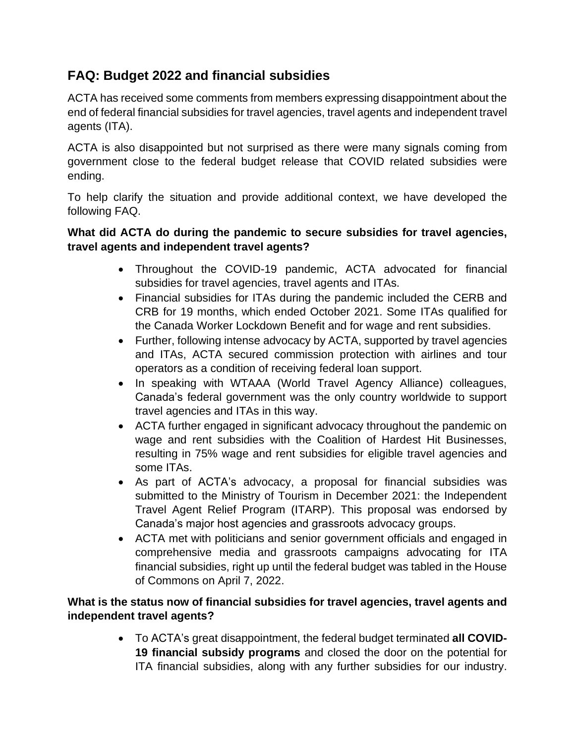## FAQ: Budget 2022 and financial subsidies

ACTA has received some comments from members expressing disappointment about the end of federal financial subsidies for travel agencies, travel agents and independent travel agents (ITA).

ACTA is also disappointed but not surprised as there were many signals coming from government close to the federal budget release that COVID related subsidies were ending.

To help clarify the situation and provide additional context, we have developed the following FAQ.

**What did ACTA do during the pandemic to secure subsidies for travel agencies, travel agents and independent travel agents?**

- Throughout the COVID-19 pandemic, ACTA advocated for financial subsidies for travel agencies, travel agents and ITAs.
- Financial subsidies for ITAs during the pandemic included the CERB and CRB for 19 months, which ended October 2021. Some ITAs qualified for the Canada Worker Lockdown Benefit and for wage and rent subsidies.
- Further, following intense advocacy by ACTA, supported by travel agencies and ITAs, ACTA secured commission protection with airlines and tour operators as a condition of receiving federal loan support.
- In speaking with WTAAA (World Travel Agency Alliance) colleagues, Canada's federal government was the only country worldwide to support travel agencies and ITAs in this way.
- ACTA further engaged in significant advocacy throughout the pandemic on wage and rent subsidies with the Coalition of Hardest Hit Businesses, resulting in 75% wage and rent subsidies for eligible travel agencies and some ITAs.
- As part of ACTA's advocacy, a proposal for financial subsidies was submitted to the Ministry of Tourism in December 2021: the Independent Travel Agent Relief Program (ITARP). This proposal was endorsed by Canada's major host agencies and grassroots advocacy groups.
- ACTA met with politicians and senior government officials and engaged in comprehensive media and grassroots campaigns advocating for ITA financial subsidies, right up until the federal budget was tabled in the House of Commons on April 7, 2022.

**What is the status now of financial subsidies for travel agencies, travel agents and independent travel agents?**

- To ACTA's great disappointment, the federal budget terminated **all COVID-19 financial subsidy programs** and closed the door on the potential for ITA financial subsidies, along with any further subsidies for our industry.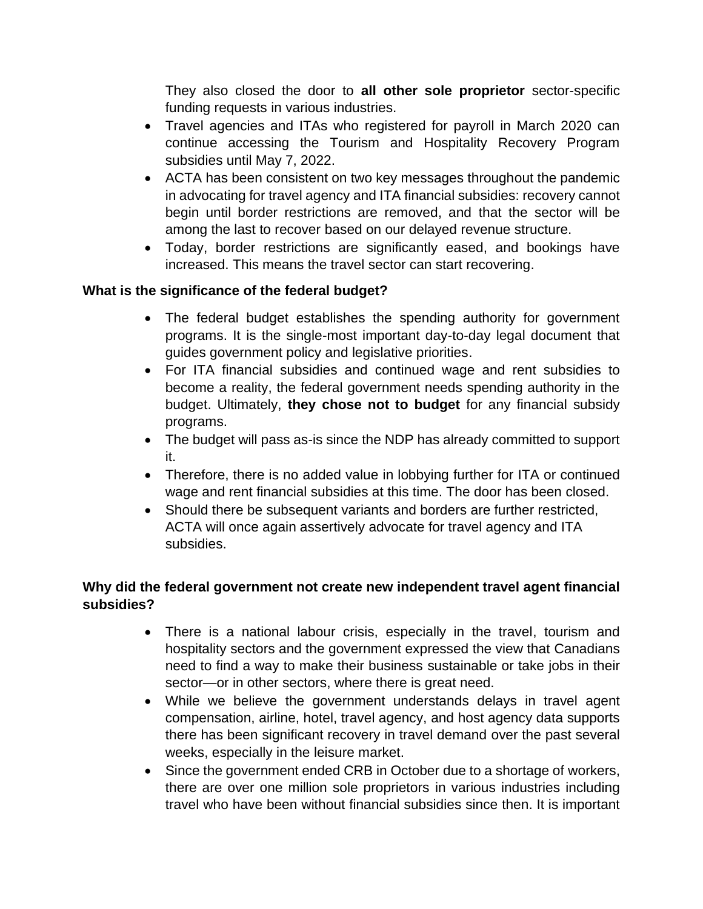They also closed the door to **all other sole proprietor** sector-specific funding requests in various industries.

- Travel agencies and ITAs who registered for payroll in March 2020 can continue accessing the Tourism and Hospitality Recovery Program subsidies until May 7, 2022.
- ACTA has been consistent on two key messages throughout the pandemic in advocating for travel agency and ITA financial subsidies: recovery cannot begin until border restrictions are removed, and that the sector will be among the last to recover based on our delayed revenue structure.
- Today, border restrictions are significantly eased, and bookings have increased. This means the travel sector can start recovering.

**What is the significance of the federal budget?**

- The federal budget establishes the spending authority for government programs. It is the single-most important day-to-day legal document that guides government policy and legislative priorities.
- For ITA financial subsidies and continued wage and rent subsidies to become a reality, the federal government needs spending authority in the budget. Ultimately, **they chose not to budget** for any financial subsidy programs.
- The budget will pass as-is since the NDP has already committed to support it.
- Therefore, there is no added value in lobbying further for ITA or continued wage and rent financial subsidies at this time. The door has been closed.
- Should there be subsequent variants and borders are further restricted, ACTA will once again assertively advocate for travel agency and ITA subsidies.

**Why did the federal government not create new independent travel agent financial subsidies?**

- There is a national labour crisis, especially in the travel, tourism and hospitality sectors and the government expressed the view that Canadians need to find a way to make their business sustainable or take jobs in their sector—or in other sectors, where there is great need.
- While we believe the government understands delays in travel agent compensation, airline, hotel, travel agency, and host agency data supports there has been significant recovery in travel demand over the past several weeks, especially in the leisure market.
- Since the government ended CRB in October due to a shortage of workers, there are over one million sole proprietors in various industries including travel who have been without financial subsidies since then. It is important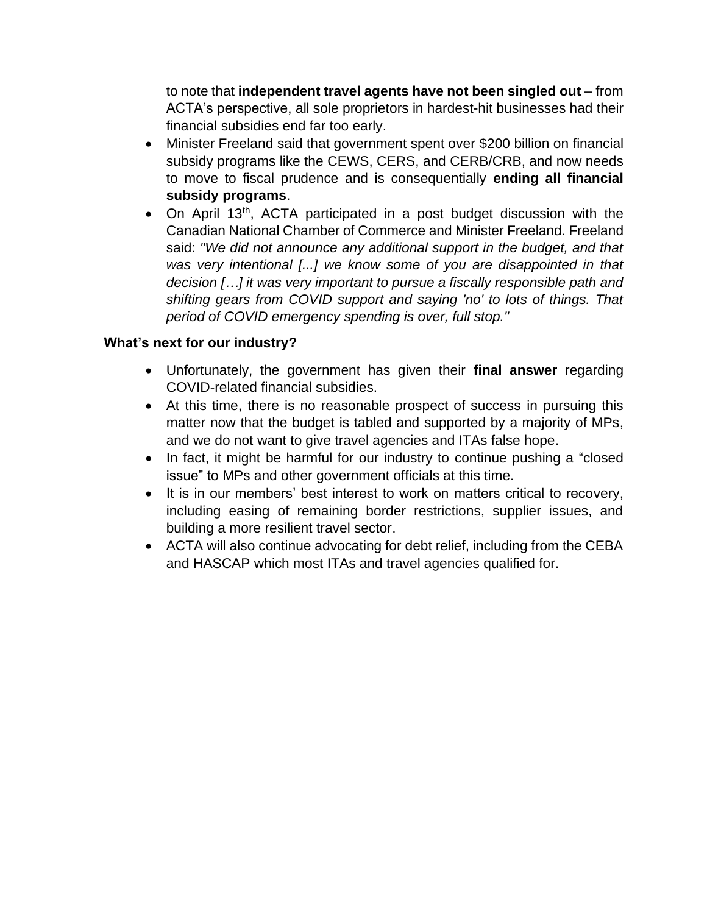to note that **independent travel agents have not been singled out** – from ACTA's perspective, all sole proprietors in hardest-hit businesses had their financial subsidies end far too early.

- Minister Freeland said that government spent over $200 billion on financial subsidy programs like the CEWS, CERS, and CERB/CRB, and now needs to move to fiscal prudence and is consequentially **ending all financial subsidy programs**.
- On April 13th, ACTA participated in a post budget discussion with the Canadian National Chamber of Commerce and Minister Freeland. Freeland said: *"We did not announce any additional support in the budget, and that was very intentional [...] we know some of you are disappointed in that decision […] it was very important to pursue a fiscally responsible path and shifting gears from COVID support and saying 'no' to lots of things. That period of COVID emergency spending is over, full stop."*

**What's next for our industry?**

- Unfortunately, the government has given their **final answer** regarding COVID-related financial subsidies.
- At this time, there is no reasonable prospect of success in pursuing this matter now that the budget is tabled and supported by a majority of MPs, and we do not want to give travel agencies and ITAs false hope.
- In fact, it might be harmful for our industry to continue pushing a "closed issue" to MPs and other government officials at this time.
- It is in our members' best interest to work on matters critical to recovery, including easing of remaining border restrictions, supplier issues, and building a more resilient travel sector.
- ACTA will also continue advocating for debt relief, including from the CEBA and HASCAP which most ITAs and travel agencies qualified for.